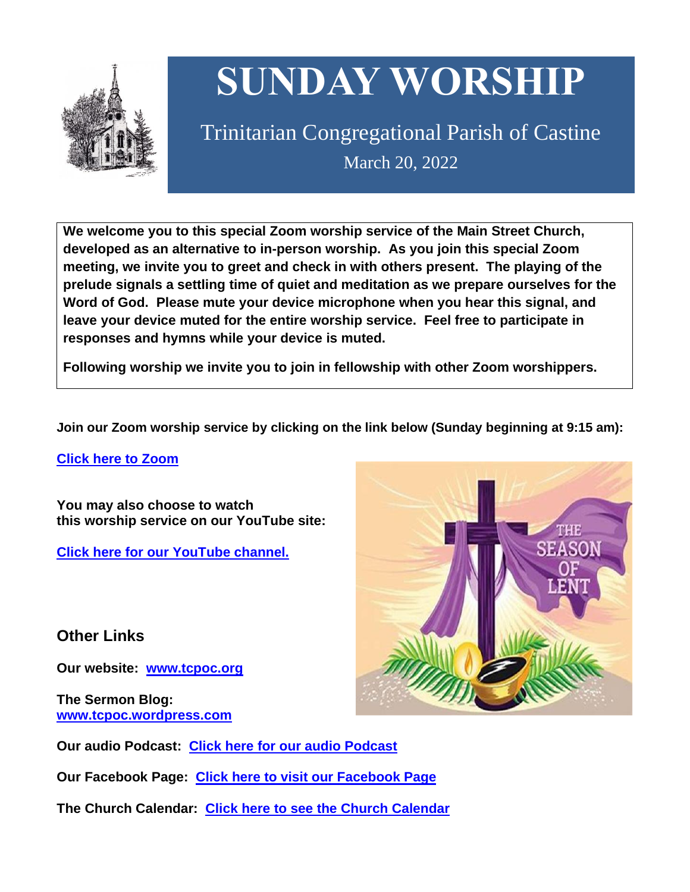# SUNDAY WORSHIP

Trinitarian Congregational Parish of Castine

March 20, 2022

**We welcome you to this special Zoom worship service of the Main Street Church, developed as an alternative to in-person worship. As you join this special Zoom meeting, we invite you to greet and check in with others present. The playing of the prelude signals a settling time of quiet and meditation as we prepare ourselves for the Word of God. Please mute your device microphone when you hear this signal, and leave your device muted for the entire worship service. Feel free to participate in responses and hymns while your device is muted.**

**Following worship we invite you to join in fellowship with other Zoom worshippers.**

**Join our Zoom worship service by clicking on the link below (Sunday beginning at 9:15 am):**

**Click here to Zoom**

**You may also choose to watch this worship service on our YouTube site:**

**Click here for our YouTube channel.**

## Other Links

**Our website: www.tcpoc.org**

**The Sermon Blog: www.tcpoc.wordpress.com**

**Our audio Podcast: Click here for our audio Podcast**

**Our Facebook Page: Click here to visit our Facebook Page**

**The Church Calendar: Click here to see the Church Calendar**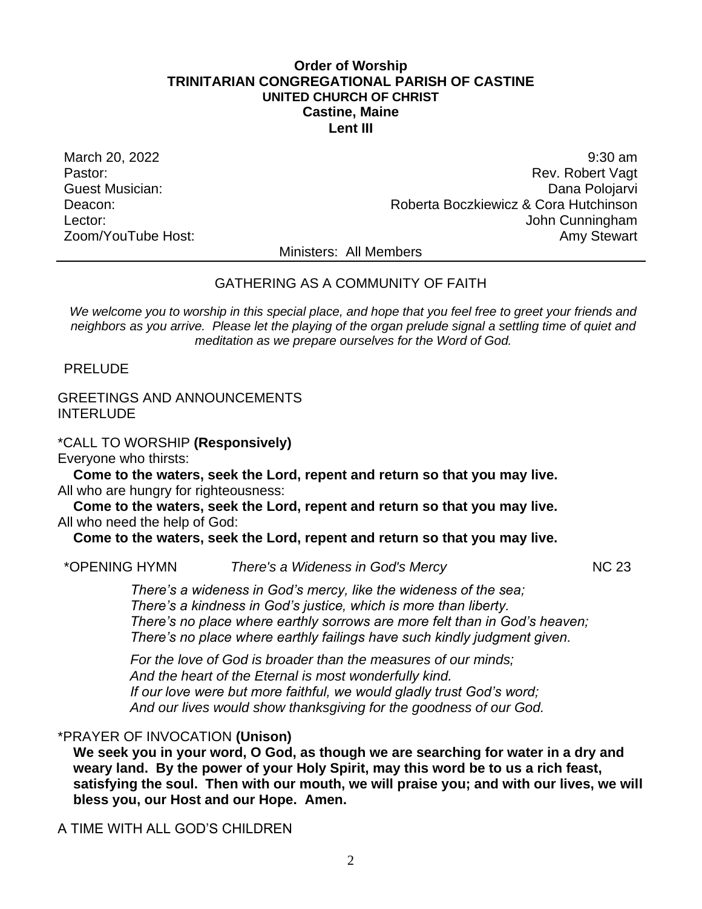**Order of Worship**
**TRINITARIAN CONGREGATIONAL PARISH OF CASTINE**
**UNITED CHURCH OF CHRIST**
**Castine, Maine**
**Lent III**

| | |
|---|---|
| March 20, 2022 | 9:30 am |
| Pastor: | Rev. Robert Vagt |
| Guest Musician: | Dana Polojarvi |
| Deacon: | Roberta Boczkiewicz & Cora Hutchinson |
| Lector: | John Cunningham |
| Zoom/YouTube Host: | Amy Stewart |

Ministers: All Members

---

GATHERING AS A COMMUNITY OF FAITH

*We welcome you to worship in this special place, and hope that you feel free to greet your friends and neighbors as you arrive. Please let the playing of the organ prelude signal a settling time of quiet and meditation as we prepare ourselves for the Word of God.*

PRELUDE

GREETINGS AND ANNOUNCEMENTS
INTERLUDE

*CALL TO WORSHIP **(Responsively)**

Everyone who thirsts:
**Come to the waters, seek the Lord, repent and return so that you may live.**
All who are hungry for righteousness:
**Come to the waters, seek the Lord, repent and return so that you may live.**
All who need the help of God:
**Come to the waters, seek the Lord, repent and return so that you may live.**

*OPENING HYMN *There's a Wideness in God's Mercy* NC 23

*There's a wideness in God's mercy, like the wideness of the sea;*
*There's a kindness in God's justice, which is more than liberty.*
*There's no place where earthly sorrows are more felt than in God's heaven;*
*There's no place where earthly failings have such kindly judgment given.*

*For the love of God is broader than the measures of our minds;*
*And the heart of the Eternal is most wonderfully kind.*
*If our love were but more faithful, we would gladly trust God's word;*
*And our lives would show thanksgiving for the goodness of our God.*

*PRAYER OF INVOCATION **(Unison)**

**We seek you in your word, O God, as though we are searching for water in a dry and weary land. By the power of your Holy Spirit, may this word be to us a rich feast, satisfying the soul. Then with our mouth, we will praise you; and with our lives, we will bless you, our Host and our Hope. Amen.**

A TIME WITH ALL GOD'S CHILDREN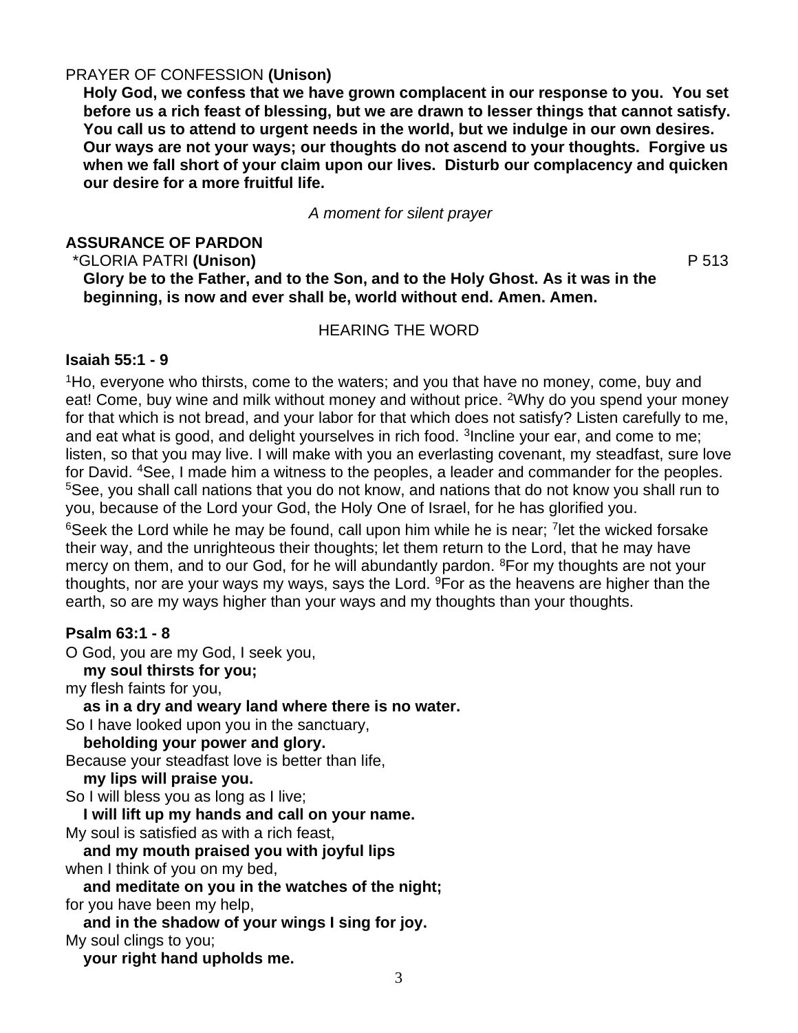PRAYER OF CONFESSION **(Unison)**

**Holy God, we confess that we have grown complacent in our response to you. You set before us a rich feast of blessing, but we are drawn to lesser things that cannot satisfy. You call us to attend to urgent needs in the world, but we indulge in our own desires. Our ways are not your ways; our thoughts do not ascend to your thoughts. Forgive us when we fall short of your claim upon our lives. Disturb our complacency and quicken our desire for a more fruitful life.**

*A moment for silent prayer*

**ASSURANCE OF PARDON**

*GLORIA PATRI **(Unison)** P 513

**Glory be to the Father, and to the Son, and to the Holy Ghost. As it was in the beginning, is now and ever shall be, world without end. Amen. Amen.**

HEARING THE WORD

**Isaiah 55:1 - 9**

[1]Ho, everyone who thirsts, come to the waters; and you that have no money, come, buy and eat! Come, buy wine and milk without money and without price. [2]Why do you spend your money for that which is not bread, and your labor for that which does not satisfy? Listen carefully to me, and eat what is good, and delight yourselves in rich food. [3]Incline your ear, and come to me; listen, so that you may live. I will make with you an everlasting covenant, my steadfast, sure love for David. [4]See, I made him a witness to the peoples, a leader and commander for the peoples. [5]See, you shall call nations that you do not know, and nations that do not know you shall run to you, because of the Lord your God, the Holy One of Israel, for he has glorified you.

[6]Seek the Lord while he may be found, call upon him while he is near; [7]let the wicked forsake their way, and the unrighteous their thoughts; let them return to the Lord, that he may have mercy on them, and to our God, for he will abundantly pardon. [8]For my thoughts are not your thoughts, nor are your ways my ways, says the Lord. [9]For as the heavens are higher than the earth, so are my ways higher than your ways and my thoughts than your thoughts.

**Psalm 63:1 - 8**

O God, you are my God, I seek you,
**my soul thirsts for you;**
my flesh faints for you,
**as in a dry and weary land where there is no water.**
So I have looked upon you in the sanctuary,
**beholding your power and glory.**
Because your steadfast love is better than life,
**my lips will praise you.**
So I will bless you as long as I live;
**I will lift up my hands and call on your name.**
My soul is satisfied as with a rich feast,
**and my mouth praised you with joyful lips**
when I think of you on my bed,
**and meditate on you in the watches of the night;**
for you have been my help,
**and in the shadow of your wings I sing for joy.**
My soul clings to you;
**your right hand upholds me.**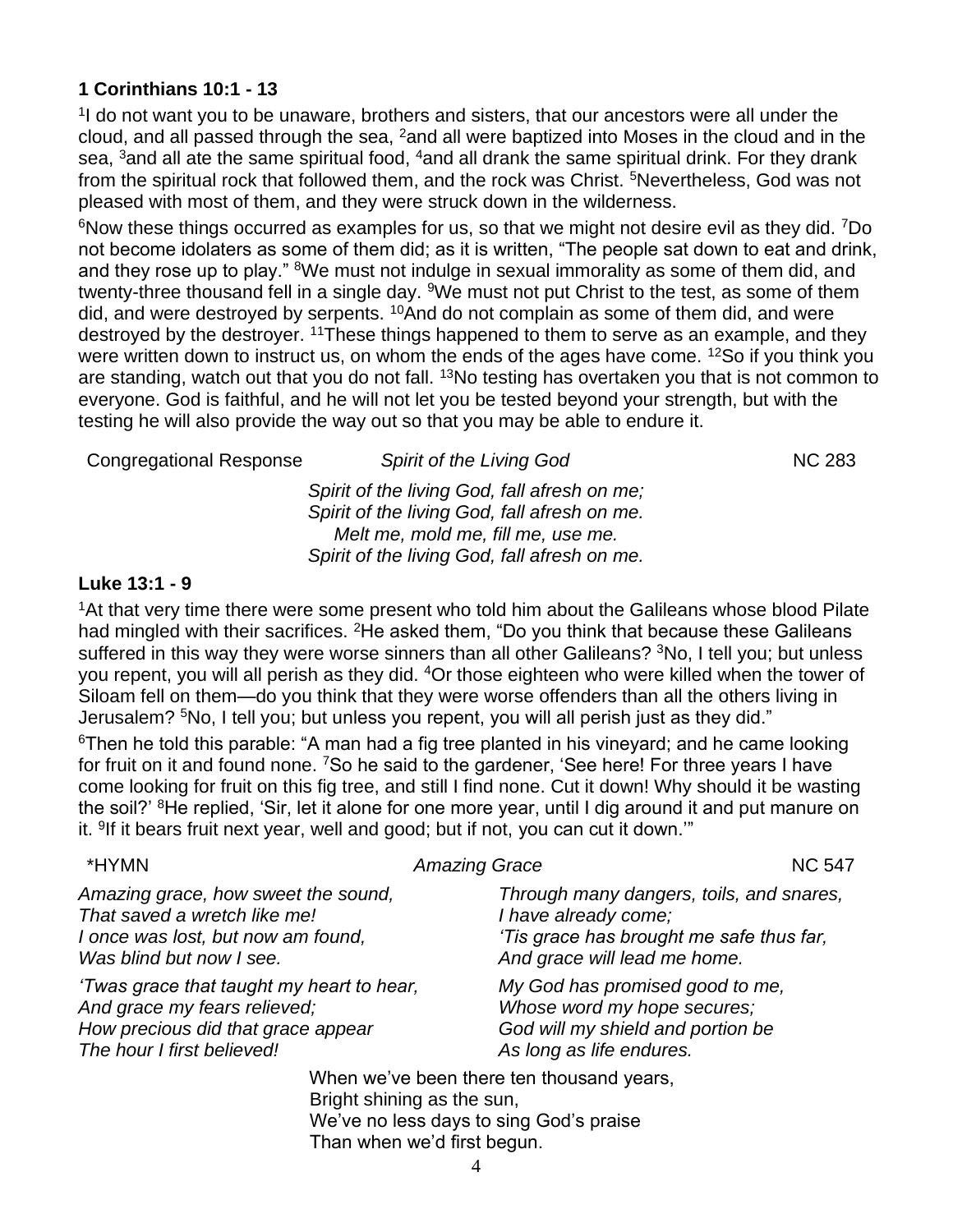**1 Corinthians 10:1 - 13**

[1]I do not want you to be unaware, brothers and sisters, that our ancestors were all under the cloud, and all passed through the sea, [2]and all were baptized into Moses in the cloud and in the sea, [3]and all ate the same spiritual food, [4]and all drank the same spiritual drink. For they drank from the spiritual rock that followed them, and the rock was Christ. [5]Nevertheless, God was not pleased with most of them, and they were struck down in the wilderness.

[6]Now these things occurred as examples for us, so that we might not desire evil as they did. [7]Do not become idolaters as some of them did; as it is written, "The people sat down to eat and drink, and they rose up to play." [8]We must not indulge in sexual immorality as some of them did, and twenty-three thousand fell in a single day. [9]We must not put Christ to the test, as some of them did, and were destroyed by serpents. [10]And do not complain as some of them did, and were destroyed by the destroyer. [11]These things happened to them to serve as an example, and they were written down to instruct us, on whom the ends of the ages have come. [12]So if you think you are standing, watch out that you do not fall. [13]No testing has overtaken you that is not common to everyone. God is faithful, and he will not let you be tested beyond your strength, but with the testing he will also provide the way out so that you may be able to endure it.

Congregational Response *Spirit of the Living God* NC 283

*Spirit of the living God, fall afresh on me;*
*Spirit of the living God, fall afresh on me.*
*Melt me, mold me, fill me, use me.*
*Spirit of the living God, fall afresh on me.*

**Luke 13:1 - 9**

[1]At that very time there were some present who told him about the Galileans whose blood Pilate had mingled with their sacrifices. [2]He asked them, "Do you think that because these Galileans suffered in this way they were worse sinners than all other Galileans? [3]No, I tell you; but unless you repent, you will all perish as they did. [4]Or those eighteen who were killed when the tower of Siloam fell on them—do you think that they were worse offenders than all the others living in Jerusalem? [5]No, I tell you; but unless you repent, you will all perish just as they did."

[6]Then he told this parable: "A man had a fig tree planted in his vineyard; and he came looking for fruit on it and found none. [7]So he said to the gardener, 'See here! For three years I have come looking for fruit on this fig tree, and still I find none. Cut it down! Why should it be wasting the soil?' [8]He replied, 'Sir, let it alone for one more year, until I dig around it and put manure on it. [9]If it bears fruit next year, well and good; but if not, you can cut it down.'"

*HYMN *Amazing Grace* NC 547

*Amazing grace, how sweet the sound,*
*That saved a wretch like me!*
*I once was lost, but now am found,*
*Was blind but now I see.*

*'Twas grace that taught my heart to hear,*
*And grace my fears relieved;*
*How precious did that grace appear*
*The hour I first believed!*

*Through many dangers, toils, and snares,*
*I have already come;*
*'Tis grace has brought me safe thus far,*
*And grace will lead me home.*

*My God has promised good to me,*
*Whose word my hope secures;*
*God will my shield and portion be*
*As long as life endures.*

When we've been there ten thousand years,
Bright shining as the sun,
We've no less days to sing God's praise
Than when we'd first begun.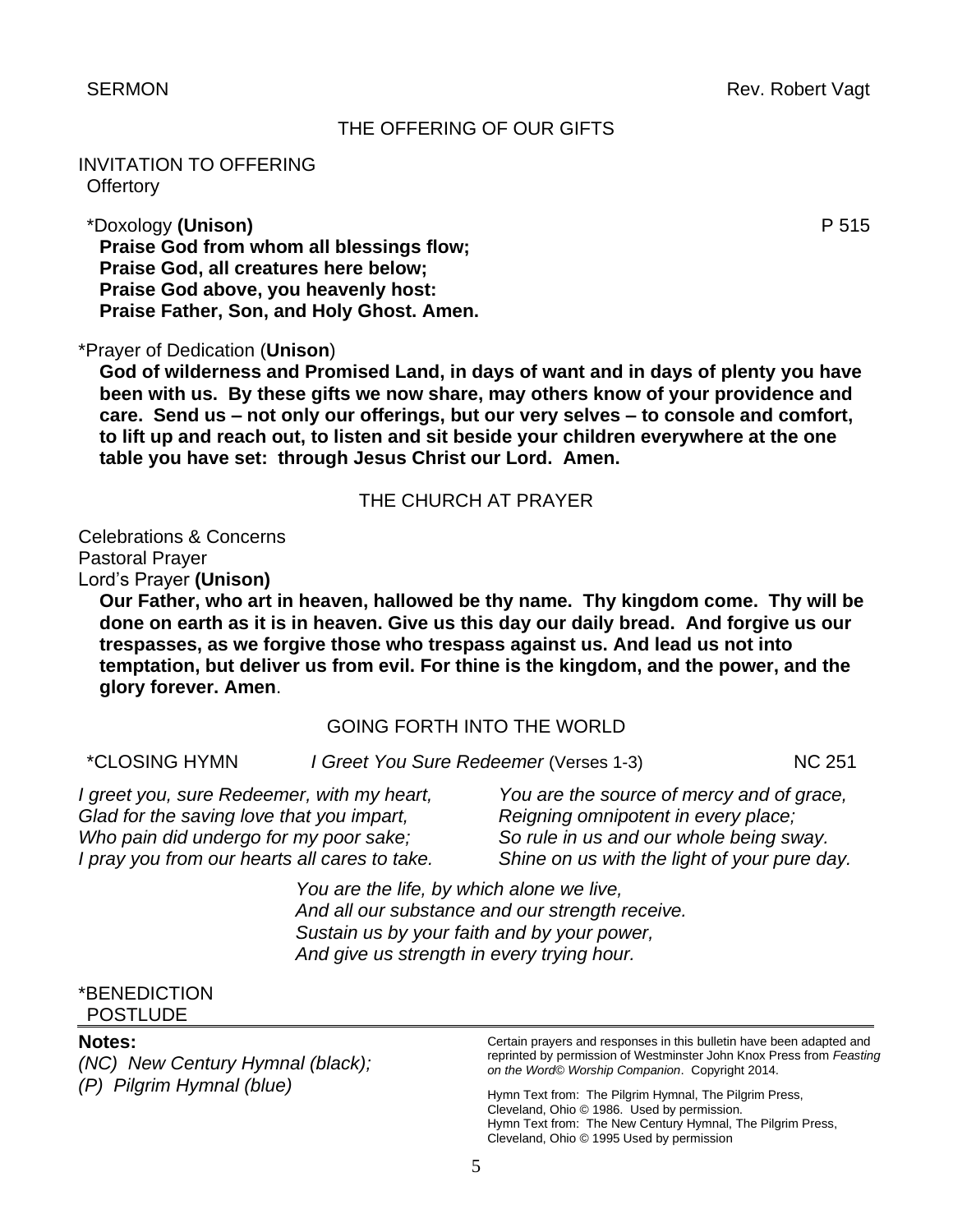SERMON Rev. Robert Vagt

## THE OFFERING OF OUR GIFTS

INVITATION TO OFFERING
Offertory

*Doxology **(Unison)** P 515

**Praise God from whom all blessings flow;**
**Praise God, all creatures here below;**
**Praise God above, you heavenly host:**
**Praise Father, Son, and Holy Ghost. Amen.**

*Prayer of Dedication (**Unison**)

**God of wilderness and Promised Land, in days of want and in days of plenty you have been with us. By these gifts we now share, may others know of your providence and care. Send us – not only our offerings, but our very selves – to console and comfort, to lift up and reach out, to listen and sit beside your children everywhere at the one table you have set: through Jesus Christ our Lord. Amen.**

## THE CHURCH AT PRAYER

Celebrations & Concerns
Pastoral Prayer
Lord's Prayer **(Unison)**

**Our Father, who art in heaven, hallowed be thy name. Thy kingdom come. Thy will be done on earth as it is in heaven. Give us this day our daily bread. And forgive us our trespasses, as we forgive those who trespass against us. And lead us not into temptation, but deliver us from evil. For thine is the kingdom, and the power, and the glory forever. Amen**.

## GOING FORTH INTO THE WORLD

*CLOSING HYMN *I Greet You Sure Redeemer* (Verses 1-3) NC 251

*I greet you, sure Redeemer, with my heart,*
*Glad for the saving love that you impart,*
*Who pain did undergo for my poor sake;*
*I pray you from our hearts all cares to take.*

*You are the source of mercy and of grace,*
*Reigning omnipotent in every place;*
*So rule in us and our whole being sway.*
*Shine on us with the light of your pure day.*

*You are the life, by which alone we live,*
*And all our substance and our strength receive.*
*Sustain us by your faith and by your power,*
*And give us strength in every trying hour.*

*BENEDICTION
POSTLUDE

---

**Notes:**
*(NC) New Century Hymnal (black);*
*(P) Pilgrim Hymnal (blue)*

Certain prayers and responses in this bulletin have been adapted and reprinted by permission of Westminster John Knox Press from *Feasting on the Word© Worship Companion*. Copyright 2014.

Hymn Text from: The Pilgrim Hymnal, The Pilgrim Press, Cleveland, Ohio © 1986. Used by permission.
Hymn Text from: The New Century Hymnal, The Pilgrim Press, Cleveland, Ohio © 1995 Used by permission